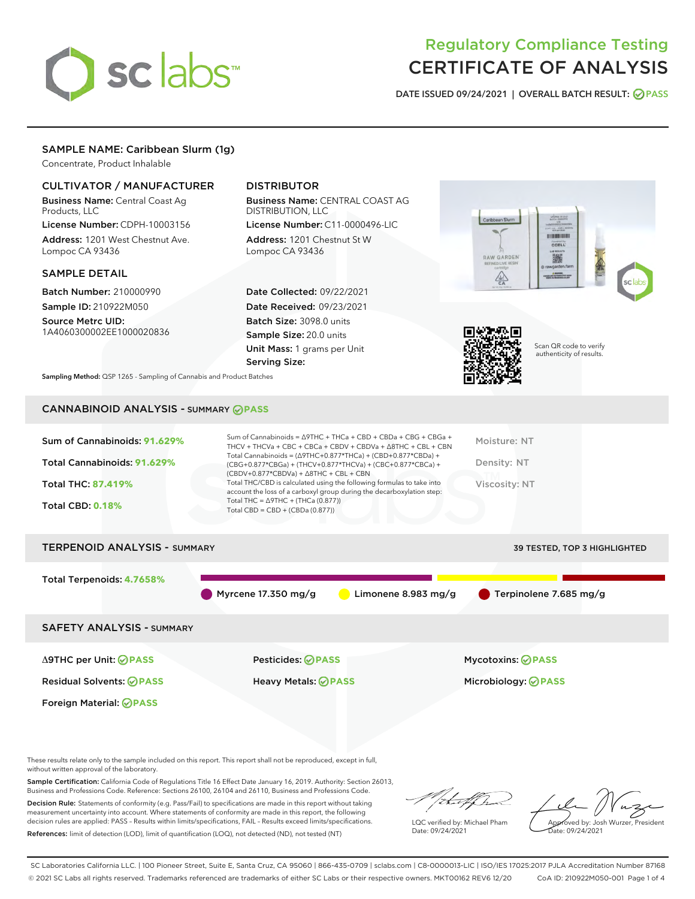# Regulatory Compliance Testing
# CERTIFICATE OF ANALYSIS

DATE ISSUED 09/24/2021 | OVERALL BATCH RESULT: PASS

## SAMPLE NAME: Caribbean Slurm (1g)

Concentrate, Product Inhalable

### CULTIVATOR / MANUFACTURER

**Business Name:** Central Coast Ag Products, LLC

**License Number:** CDPH-10003156

**Address:** 1201 West Chestnut Ave. Lompoc CA 93436

### DISTRIBUTOR

**Business Name:** CENTRAL COAST AG DISTRIBUTION, LLC

**License Number:** C11-0000496-LIC

**Address:** 1201 Chestnut St W Lompoc CA 93436

### SAMPLE DETAIL

**Batch Number:** 210000990

**Sample ID:** 210922M050

**Source Metrc UID:** 1A4060300002EE1000020836

**Date Collected:** 09/22/2021

**Date Received:** 09/23/2021

**Batch Size:** 3098.0 units

**Sample Size:** 20.0 units

**Unit Mass:** 1 grams per Unit

**Serving Size:**

**Sampling Method:** QSP 1265 - Sampling of Cannabis and Product Batches

Scan QR code to verify authenticity of results.

## CANNABINOID ANALYSIS - SUMMARY PASS

**Sum of Cannabinoids:** 91.629%

**Total Cannabinoids:** 91.629%

**Total THC:** 87.419%

**Total CBD:** 0.18%

Sum of Cannabinoids = Δ9THC + THCa + CBD + CBDa + CBG + CBGa + THCV + THCVa + CBC + CBCa + CBDV + CBDVa + Δ8THC + CBL + CBN

Total Cannabinoids = (Δ9THC+0.877*THCa) + (CBD+0.877*CBDa) + (CBG+0.877*CBGa) + (THCV+0.877*THCVa) + (CBC+0.877*CBCa) + (CBDV+0.877*CBDVa) + Δ8THC + CBL + CBN

Total THC/CBD is calculated using the following formulas to take into account the loss of a carboxyl group during the decarboxylation step:

Total THC = Δ9THC + (THCa (0.877))

Total CBD = CBD + (CBDa (0.877))

Moisture: NT

Density: NT

Viscosity: NT

## TERPENOID ANALYSIS - SUMMARY

39 TESTED, TOP 3 HIGHLIGHTED

**Total Terpenoids:** 4.7658%

Myrcene 17.350 mg/g | Limonene 8.983 mg/g | Terpinolene 7.685 mg/g

## SAFETY ANALYSIS - SUMMARY

| | | |
|---|---|---|
| Δ9THC per Unit: PASS | Pesticides: PASS | Mycotoxins: PASS |
| Residual Solvents: PASS | Heavy Metals: PASS | Microbiology: PASS |
| Foreign Material: PASS | | |

These results relate only to the sample included on this report. This report shall not be reproduced, except in full, without written approval of the laboratory.

**Sample Certification:** California Code of Regulations Title 16 Effect Date January 16, 2019. Authority: Section 26013, Business and Professions Code. Reference: Sections 26100, 26104 and 26110, Business and Professions Code.

**Decision Rule:** Statements of conformity (e.g. Pass/Fail) to specifications are made in this report without taking measurement uncertainty into account. Where statements of conformity are made in this report, the following decision rules are applied: PASS - Results within limits/specifications, FAIL - Results exceed limits/specifications.

**References:** limit of detection (LOD), limit of quantification (LOQ), not detected (ND), not tested (NT)

LQC verified by: Michael Pham
Date: 09/24/2021

Approved by: Josh Wurzer, President
Date: 09/24/2021

SC Laboratories California LLC. | 100 Pioneer Street, Suite E, Santa Cruz, CA 95060 | 866-435-0709 | sclabs.com | C8-0000013-LIC | ISO/IES 17025:2017 PJLA Accreditation Number 87168
© 2021 SC Labs all rights reserved. Trademarks referenced are trademarks of either SC Labs or their respective owners. MKT00162 REV6 12/20 CoA ID: 210922M050-001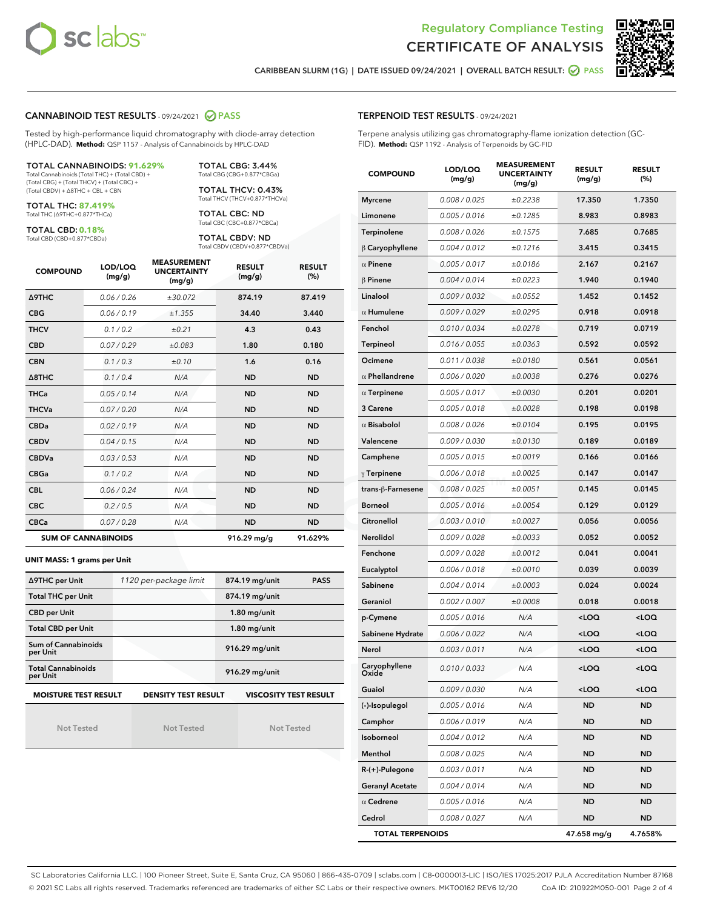# Regulatory Compliance Testing
# CERTIFICATE OF ANALYSIS

CARIBBEAN SLURM (1G) | DATE ISSUED 09/24/2021 | OVERALL BATCH RESULT: PASS

## CANNABINOID TEST RESULTS - 09/24/2021 PASS

Tested by high-performance liquid chromatography with diode-array detection (HPLC-DAD). **Method:** QSP 1157 - Analysis of Cannabinoids by HPLC-DAD

**TOTAL CANNABINOIDS: 91.629%**
Total Cannabinoids (Total THC) + (Total CBD) + (Total CBG) + (Total THCV) + (Total CBC) + (Total CBDV) + Δ8THC + CBL + CBN

**TOTAL THC: 87.419%**
Total THC (Δ9THC+0.877*THCa)

**TOTAL CBD: 0.18%**
Total CBD (CBD+0.877*CBDa)

**TOTAL CBG: 3.44%**
Total CBG (CBG+0.877*CBGa)

**TOTAL THCV: 0.43%**
Total THCV (THCV+0.877*THCVa)

**TOTAL CBC: ND**
Total CBC (CBC+0.877*CBCa)

**TOTAL CBDV: ND**
Total CBDV (CBDV+0.877*CBDVa)

| COMPOUND | LOD/LOQ (mg/g) | MEASUREMENT UNCERTAINTY (mg/g) | RESULT (mg/g) | RESULT (%) |
|---|---|---|---|---|
| Δ9THC | 0.06 / 0.26 | ±30.072 | 874.19 | 87.419 |
| CBG | 0.06 / 0.19 | ±1.355 | 34.40 | 3.440 |
| THCV | 0.1 / 0.2 | ±0.21 | 4.3 | 0.43 |
| CBD | 0.07 / 0.29 | ±0.083 | 1.80 | 0.180 |
| CBN | 0.1 / 0.3 | ±0.10 | 1.6 | 0.16 |
| Δ8THC | 0.1 / 0.4 | N/A | ND | ND |
| THCa | 0.05 / 0.14 | N/A | ND | ND |
| THCVa | 0.07 / 0.20 | N/A | ND | ND |
| CBDa | 0.02 / 0.19 | N/A | ND | ND |
| CBDV | 0.04 / 0.15 | N/A | ND | ND |
| CBDVa | 0.03 / 0.53 | N/A | ND | ND |
| CBGa | 0.1 / 0.2 | N/A | ND | ND |
| CBL | 0.06 / 0.24 | N/A | ND | ND |
| CBC | 0.2 / 0.5 | N/A | ND | ND |
| CBCa | 0.07 / 0.28 | N/A | ND | ND |
| **SUM OF CANNABINOIDS** | | | 916.29 mg/g | 91.629% |

**UNIT MASS: 1 grams per Unit**

| | | | |
|---|---|---|---|
| Δ9THC per Unit | 1120 per-package limit | 874.19 mg/unit | PASS |
| Total THC per Unit | | 874.19 mg/unit | |
| CBD per Unit | | 1.80 mg/unit | |
| Total CBD per Unit | | 1.80 mg/unit | |
| Sum of Cannabinoids per Unit | | 916.29 mg/unit | |
| Total Cannabinoids per Unit | | 916.29 mg/unit | |

| MOISTURE TEST RESULT | DENSITY TEST RESULT | VISCOSITY TEST RESULT |
|---|---|---|
| Not Tested | Not Tested | Not Tested |

## TERPENOID TEST RESULTS - 09/24/2021

Terpene analysis utilizing gas chromatography-flame ionization detection (GC-FID). **Method:** QSP 1192 - Analysis of Terpenoids by GC-FID

| COMPOUND | LOD/LOQ (mg/g) | MEASUREMENT UNCERTAINTY (mg/g) | RESULT (mg/g) | RESULT (%) |
|---|---|---|---|---|
| Myrcene | 0.008 / 0.025 | ±0.2238 | 17.350 | 1.7350 |
| Limonene | 0.005 / 0.016 | ±0.1285 | 8.983 | 0.8983 |
| Terpinolene | 0.008 / 0.026 | ±0.1575 | 7.685 | 0.7685 |
| β Caryophyllene | 0.004 / 0.012 | ±0.1216 | 3.415 | 0.3415 |
| α Pinene | 0.005 / 0.017 | ±0.0186 | 2.167 | 0.2167 |
| β Pinene | 0.004 / 0.014 | ±0.0223 | 1.940 | 0.1940 |
| Linalool | 0.009 / 0.032 | ±0.0552 | 1.452 | 0.1452 |
| α Humulene | 0.009 / 0.029 | ±0.0295 | 0.918 | 0.0918 |
| Fenchol | 0.010 / 0.034 | ±0.0278 | 0.719 | 0.0719 |
| Terpineol | 0.016 / 0.055 | ±0.0363 | 0.592 | 0.0592 |
| Ocimene | 0.011 / 0.038 | ±0.0180 | 0.561 | 0.0561 |
| α Phellandrene | 0.006 / 0.020 | ±0.0038 | 0.276 | 0.0276 |
| α Terpinene | 0.005 / 0.017 | ±0.0030 | 0.201 | 0.0201 |
| 3 Carene | 0.005 / 0.018 | ±0.0028 | 0.198 | 0.0198 |
| α Bisabolol | 0.008 / 0.026 | ±0.0104 | 0.195 | 0.0195 |
| Valencene | 0.009 / 0.030 | ±0.0130 | 0.189 | 0.0189 |
| Camphene | 0.005 / 0.015 | ±0.0019 | 0.166 | 0.0166 |
| γ Terpinene | 0.006 / 0.018 | ±0.0025 | 0.147 | 0.0147 |
| trans-β-Farnesene | 0.008 / 0.025 | ±0.0051 | 0.145 | 0.0145 |
| Borneol | 0.005 / 0.016 | ±0.0054 | 0.129 | 0.0129 |
| Citronellol | 0.003 / 0.010 | ±0.0027 | 0.056 | 0.0056 |
| Nerolidol | 0.009 / 0.028 | ±0.0033 | 0.052 | 0.0052 |
| Fenchone | 0.009 / 0.028 | ±0.0012 | 0.041 | 0.0041 |
| Eucalyptol | 0.006 / 0.018 | ±0.0010 | 0.039 | 0.0039 |
| Sabinene | 0.004 / 0.014 | ±0.0003 | 0.024 | 0.0024 |
| Geraniol | 0.002 / 0.007 | ±0.0008 | 0.018 | 0.0018 |
| p-Cymene | 0.005 / 0.016 | N/A | <LOQ | <LOQ |
| Sabinene Hydrate | 0.006 / 0.022 | N/A | <LOQ | <LOQ |
| Nerol | 0.003 / 0.011 | N/A | <LOQ | <LOQ |
| Caryophyllene Oxide | 0.010 / 0.033 | N/A | <LOQ | <LOQ |
| Guaiol | 0.009 / 0.030 | N/A | <LOQ | <LOQ |
| (-)-Isopulegol | 0.005 / 0.016 | N/A | ND | ND |
| Camphor | 0.006 / 0.019 | N/A | ND | ND |
| Isoborneol | 0.004 / 0.012 | N/A | ND | ND |
| Menthol | 0.008 / 0.025 | N/A | ND | ND |
| R-(+)-Pulegone | 0.003 / 0.011 | N/A | ND | ND |
| Geranyl Acetate | 0.004 / 0.014 | N/A | ND | ND |
| α Cedrene | 0.005 / 0.016 | N/A | ND | ND |
| Cedrol | 0.008 / 0.027 | N/A | ND | ND |
| **TOTAL TERPENOIDS** | | | 47.658 mg/g | 4.7658% |

SC Laboratories California LLC. | 100 Pioneer Street, Suite E, Santa Cruz, CA 95060 | 866-435-0709 | sclabs.com | C8-0000013-LIC | ISO/IES 17025:2017 PJLA Accreditation Number 87168
© 2021 SC Labs all rights reserved. Trademarks referenced are trademarks of either SC Labs or their respective owners. MKT00162 REV6 12/20 CoA ID: 210922M050-001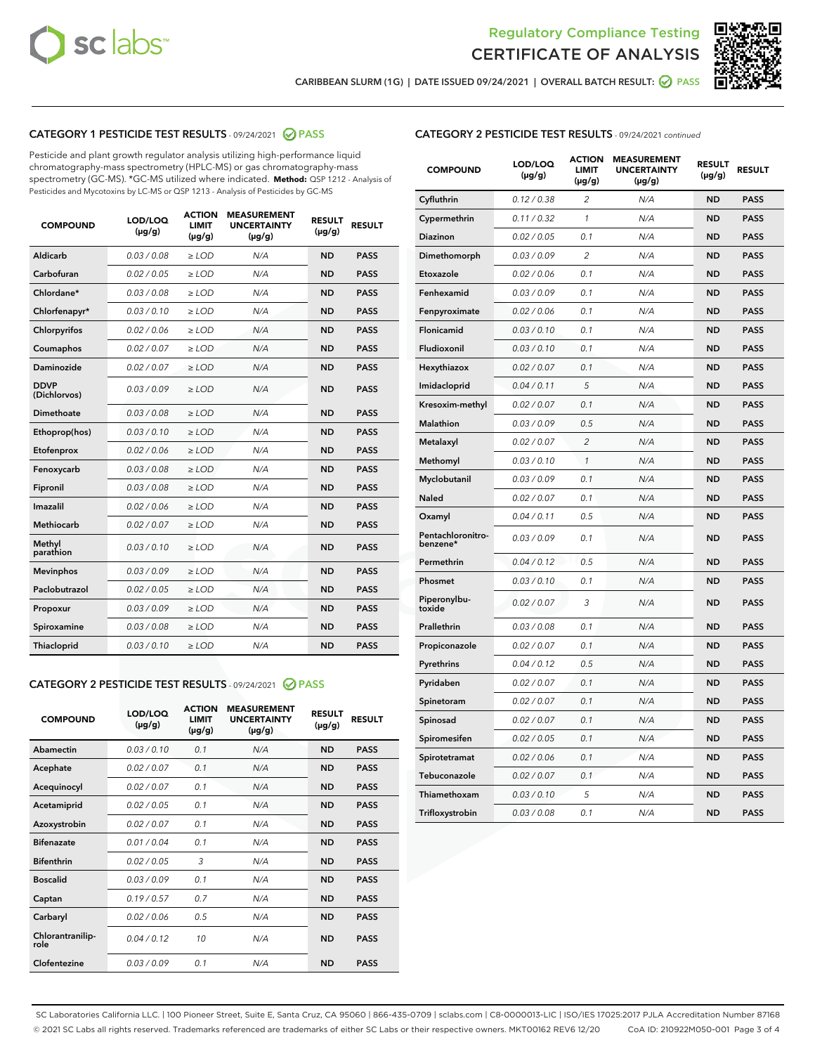CARIBBEAN SLURM (1G) | DATE ISSUED 09/24/2021 | OVERALL BATCH RESULT: PASS

## CATEGORY 1 PESTICIDE TEST RESULTS - 09/24/2021 PASS

Pesticide and plant growth regulator analysis utilizing high-performance liquid chromatography-mass spectrometry (HPLC-MS) or gas chromatography-mass spectrometry (GC-MS). *GC-MS utilized where indicated. **Method:** QSP 1212 - Analysis of Pesticides and Mycotoxins by LC-MS or QSP 1213 - Analysis of Pesticides by GC-MS

| COMPOUND | LOD/LOQ (µg/g) | ACTION LIMIT (µg/g) | MEASUREMENT UNCERTAINTY (µg/g) | RESULT (µg/g) | RESULT |
|---|---|---|---|---|---|
| Aldicarb | 0.03 / 0.08 | ≥ LOD | N/A | ND | PASS |
| Carbofuran | 0.02 / 0.05 | ≥ LOD | N/A | ND | PASS |
| Chlordane* | 0.03 / 0.08 | ≥ LOD | N/A | ND | PASS |
| Chlorfenapyr* | 0.03 / 0.10 | ≥ LOD | N/A | ND | PASS |
| Chlorpyrifos | 0.02 / 0.06 | ≥ LOD | N/A | ND | PASS |
| Coumaphos | 0.02 / 0.07 | ≥ LOD | N/A | ND | PASS |
| Daminozide | 0.02 / 0.07 | ≥ LOD | N/A | ND | PASS |
| DDVP (Dichlorvos) | 0.03 / 0.09 | ≥ LOD | N/A | ND | PASS |
| Dimethoate | 0.03 / 0.08 | ≥ LOD | N/A | ND | PASS |
| Ethoprop(hos) | 0.03 / 0.10 | ≥ LOD | N/A | ND | PASS |
| Etofenprox | 0.02 / 0.06 | ≥ LOD | N/A | ND | PASS |
| Fenoxycarb | 0.03 / 0.08 | ≥ LOD | N/A | ND | PASS |
| Fipronil | 0.03 / 0.08 | ≥ LOD | N/A | ND | PASS |
| Imazalil | 0.02 / 0.06 | ≥ LOD | N/A | ND | PASS |
| Methiocarb | 0.02 / 0.07 | ≥ LOD | N/A | ND | PASS |
| Methyl parathion | 0.03 / 0.10 | ≥ LOD | N/A | ND | PASS |
| Mevinphos | 0.03 / 0.09 | ≥ LOD | N/A | ND | PASS |
| Paclobutrazol | 0.02 / 0.05 | ≥ LOD | N/A | ND | PASS |
| Propoxur | 0.03 / 0.09 | ≥ LOD | N/A | ND | PASS |
| Spiroxamine | 0.03 / 0.08 | ≥ LOD | N/A | ND | PASS |
| Thiacloprid | 0.03 / 0.10 | ≥ LOD | N/A | ND | PASS |

## CATEGORY 2 PESTICIDE TEST RESULTS - 09/24/2021 PASS

| COMPOUND | LOD/LOQ (µg/g) | ACTION LIMIT (µg/g) | MEASUREMENT UNCERTAINTY (µg/g) | RESULT (µg/g) | RESULT |
|---|---|---|---|---|---|
| Abamectin | 0.03 / 0.10 | 0.1 | N/A | ND | PASS |
| Acephate | 0.02 / 0.07 | 0.1 | N/A | ND | PASS |
| Acequinocyl | 0.02 / 0.07 | 0.1 | N/A | ND | PASS |
| Acetamiprid | 0.02 / 0.05 | 0.1 | N/A | ND | PASS |
| Azoxystrobin | 0.02 / 0.07 | 0.1 | N/A | ND | PASS |
| Bifenazate | 0.01 / 0.04 | 0.1 | N/A | ND | PASS |
| Bifenthrin | 0.02 / 0.05 | 3 | N/A | ND | PASS |
| Boscalid | 0.03 / 0.09 | 0.1 | N/A | ND | PASS |
| Captan | 0.19 / 0.57 | 0.7 | N/A | ND | PASS |
| Carbaryl | 0.02 / 0.06 | 0.5 | N/A | ND | PASS |
| Chlorantraniliprole | 0.04 / 0.12 | 10 | N/A | ND | PASS |
| Clofentezine | 0.03 / 0.09 | 0.1 | N/A | ND | PASS |
| Cyfluthrin | 0.12 / 0.38 | 2 | N/A | ND | PASS |
| Cypermethrin | 0.11 / 0.32 | 1 | N/A | ND | PASS |
| Diazinon | 0.02 / 0.05 | 0.1 | N/A | ND | PASS |
| Dimethomorph | 0.03 / 0.09 | 2 | N/A | ND | PASS |
| Etoxazole | 0.02 / 0.06 | 0.1 | N/A | ND | PASS |
| Fenhexamid | 0.03 / 0.09 | 0.1 | N/A | ND | PASS |
| Fenpyroximate | 0.02 / 0.06 | 0.1 | N/A | ND | PASS |
| Flonicamid | 0.03 / 0.10 | 0.1 | N/A | ND | PASS |
| Fludioxonil | 0.03 / 0.10 | 0.1 | N/A | ND | PASS |
| Hexythiazox | 0.02 / 0.07 | 0.1 | N/A | ND | PASS |
| Imidacloprid | 0.04 / 0.11 | 5 | N/A | ND | PASS |
| Kresoxim-methyl | 0.02 / 0.07 | 0.1 | N/A | ND | PASS |
| Malathion | 0.03 / 0.09 | 0.5 | N/A | ND | PASS |
| Metalaxyl | 0.02 / 0.07 | 2 | N/A | ND | PASS |
| Methomyl | 0.03 / 0.10 | 1 | N/A | ND | PASS |
| Myclobutanil | 0.03 / 0.09 | 0.1 | N/A | ND | PASS |
| Naled | 0.02 / 0.07 | 0.1 | N/A | ND | PASS |
| Oxamyl | 0.04 / 0.11 | 0.5 | N/A | ND | PASS |
| Pentachloronitrobenzene* | 0.03 / 0.09 | 0.1 | N/A | ND | PASS |
| Permethrin | 0.04 / 0.12 | 0.5 | N/A | ND | PASS |
| Phosmet | 0.03 / 0.10 | 0.1 | N/A | ND | PASS |
| Piperonylbutoxide | 0.02 / 0.07 | 3 | N/A | ND | PASS |
| Prallethrin | 0.03 / 0.08 | 0.1 | N/A | ND | PASS |
| Propiconazole | 0.02 / 0.07 | 0.1 | N/A | ND | PASS |
| Pyrethrins | 0.04 / 0.12 | 0.5 | N/A | ND | PASS |
| Pyridaben | 0.02 / 0.07 | 0.1 | N/A | ND | PASS |
| Spinetoram | 0.02 / 0.07 | 0.1 | N/A | ND | PASS |
| Spinosad | 0.02 / 0.07 | 0.1 | N/A | ND | PASS |
| Spiromesifen | 0.02 / 0.05 | 0.1 | N/A | ND | PASS |
| Spirotetramat | 0.02 / 0.06 | 0.1 | N/A | ND | PASS |
| Tebuconazole | 0.02 / 0.07 | 0.1 | N/A | ND | PASS |
| Thiamethoxam | 0.03 / 0.10 | 5 | N/A | ND | PASS |
| Trifloxystrobin | 0.03 / 0.08 | 0.1 | N/A | ND | PASS |

SC Laboratories California LLC. | 100 Pioneer Street, Suite E, Santa Cruz, CA 95060 | 866-435-0709 | sclabs.com | C8-0000013-LIC | ISO/IES 17025:2017 PJLA Accreditation Number 87168
© 2021 SC Labs all rights reserved. Trademarks referenced are trademarks of either SC Labs or their respective owners. MKT00162 REV6 12/20 CoA ID: 210922M050-001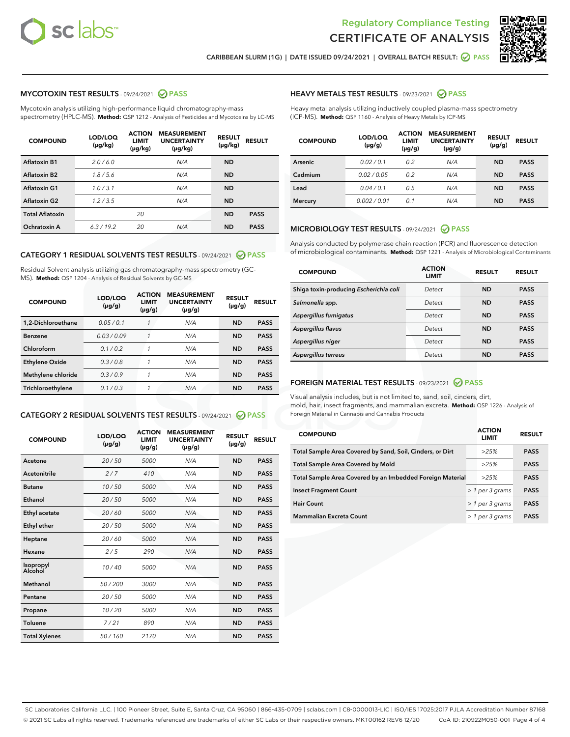Regulatory Compliance Testing
# CERTIFICATE OF ANALYSIS

CARIBBEAN SLURM (1G) | DATE ISSUED 09/24/2021 | OVERALL BATCH RESULT: PASS

## MYCOTOXIN TEST RESULTS - 09/24/2021 PASS

Mycotoxin analysis utilizing high-performance liquid chromatography-mass spectrometry (HPLC-MS). **Method:** QSP 1212 - Analysis of Pesticides and Mycotoxins by LC-MS

| COMPOUND | LOD/LOQ (μg/kg) | ACTION LIMIT (μg/kg) | MEASUREMENT UNCERTAINTY (μg/kg) | RESULT (μg/kg) | RESULT |
|---|---|---|---|---|---|
| Aflatoxin B1 | 2.0 / 6.0 | | N/A | ND | |
| Aflatoxin B2 | 1.8 / 5.6 | | N/A | ND | |
| Aflatoxin G1 | 1.0 / 3.1 | | N/A | ND | |
| Aflatoxin G2 | 1.2 / 3.5 | | N/A | ND | |
| Total Aflatoxin | | 20 | | ND | PASS |
| Ochratoxin A | 6.3 / 19.2 | 20 | N/A | ND | PASS |

## CATEGORY 1 RESIDUAL SOLVENTS TEST RESULTS - 09/24/2021 PASS

Residual Solvent analysis utilizing gas chromatography-mass spectrometry (GC-MS). **Method:** QSP 1204 - Analysis of Residual Solvents by GC-MS

| COMPOUND | LOD/LOQ (μg/g) | ACTION LIMIT (μg/g) | MEASUREMENT UNCERTAINTY (μg/g) | RESULT (μg/g) | RESULT |
|---|---|---|---|---|---|
| 1,2-Dichloroethane | 0.05 / 0.1 | 1 | N/A | ND | PASS |
| Benzene | 0.03 / 0.09 | 1 | N/A | ND | PASS |
| Chloroform | 0.1 / 0.2 | 1 | N/A | ND | PASS |
| Ethylene Oxide | 0.3 / 0.8 | 1 | N/A | ND | PASS |
| Methylene chloride | 0.3 / 0.9 | 1 | N/A | ND | PASS |
| Trichloroethylene | 0.1 / 0.3 | 1 | N/A | ND | PASS |

## CATEGORY 2 RESIDUAL SOLVENTS TEST RESULTS - 09/24/2021 PASS

| COMPOUND | LOD/LOQ (μg/g) | ACTION LIMIT (μg/g) | MEASUREMENT UNCERTAINTY (μg/g) | RESULT (μg/g) | RESULT |
|---|---|---|---|---|---|
| Acetone | 20 / 50 | 5000 | N/A | ND | PASS |
| Acetonitrile | 2 / 7 | 410 | N/A | ND | PASS |
| Butane | 10 / 50 | 5000 | N/A | ND | PASS |
| Ethanol | 20 / 50 | 5000 | N/A | ND | PASS |
| Ethyl acetate | 20 / 60 | 5000 | N/A | ND | PASS |
| Ethyl ether | 20 / 50 | 5000 | N/A | ND | PASS |
| Heptane | 20 / 60 | 5000 | N/A | ND | PASS |
| Hexane | 2 / 5 | 290 | N/A | ND | PASS |
| Isopropyl Alcohol | 10 / 40 | 5000 | N/A | ND | PASS |
| Methanol | 50 / 200 | 3000 | N/A | ND | PASS |
| Pentane | 20 / 50 | 5000 | N/A | ND | PASS |
| Propane | 10 / 20 | 5000 | N/A | ND | PASS |
| Toluene | 7 / 21 | 890 | N/A | ND | PASS |
| Total Xylenes | 50 / 160 | 2170 | N/A | ND | PASS |

## HEAVY METALS TEST RESULTS - 09/23/2021 PASS

Heavy metal analysis utilizing inductively coupled plasma-mass spectrometry (ICP-MS). **Method:** QSP 1160 - Analysis of Heavy Metals by ICP-MS

| COMPOUND | LOD/LOQ (μg/g) | ACTION LIMIT (μg/g) | MEASUREMENT UNCERTAINTY (μg/g) | RESULT (μg/g) | RESULT |
|---|---|---|---|---|---|
| Arsenic | 0.02 / 0.1 | 0.2 | N/A | ND | PASS |
| Cadmium | 0.02 / 0.05 | 0.2 | N/A | ND | PASS |
| Lead | 0.04 / 0.1 | 0.5 | N/A | ND | PASS |
| Mercury | 0.002 / 0.01 | 0.1 | N/A | ND | PASS |

## MICROBIOLOGY TEST RESULTS - 09/24/2021 PASS

Analysis conducted by polymerase chain reaction (PCR) and fluorescence detection of microbiological contaminants. **Method:** QSP 1221 - Analysis of Microbiological Contaminants

| COMPOUND | ACTION LIMIT | RESULT | RESULT |
|---|---|---|---|
| Shiga toxin-producing *Escherichia coli* | Detect | ND | PASS |
| *Salmonella* spp. | Detect | ND | PASS |
| *Aspergillus fumigatus* | Detect | ND | PASS |
| *Aspergillus flavus* | Detect | ND | PASS |
| *Aspergillus niger* | Detect | ND | PASS |
| *Aspergillus terreus* | Detect | ND | PASS |

## FOREIGN MATERIAL TEST RESULTS - 09/23/2021 PASS

Visual analysis includes, but is not limited to, sand, soil, cinders, dirt, mold, hair, insect fragments, and mammalian excreta. **Method:** QSP 1226 - Analysis of Foreign Material in Cannabis and Cannabis Products

| COMPOUND | ACTION LIMIT | RESULT |
|---|---|---|
| Total Sample Area Covered by Sand, Soil, Cinders, or Dirt | >25% | PASS |
| Total Sample Area Covered by Mold | >25% | PASS |
| Total Sample Area Covered by an Imbedded Foreign Material | >25% | PASS |
| Insect Fragment Count | > 1 per 3 grams | PASS |
| Hair Count | > 1 per 3 grams | PASS |
| Mammalian Excreta Count | > 1 per 3 grams | PASS |

SC Laboratories California LLC. | 100 Pioneer Street, Suite E, Santa Cruz, CA 95060 | 866-435-0709 | sclabs.com | C8-0000013-LIC | ISO/IES 17025:2017 PJLA Accreditation Number 87168
© 2021 SC Labs all rights reserved. Trademarks referenced are trademarks of either SC Labs or their respective owners. MKT00162 REV6 12/20 CoA ID: 210922M050-001